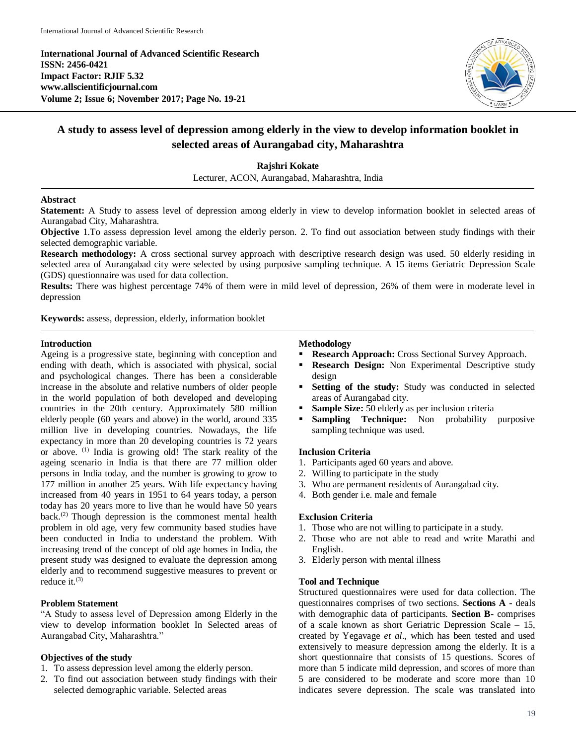**International Journal of Advanced Scientific Research**
**ISSN: 2456-0421**
**Impact Factor: RJIF 5.32**
**www.allscientificjournal.com**
**Volume 2; Issue 6; November 2017; Page No. 19-21**

# A study to assess level of depression among elderly in the view to develop information booklet in selected areas of Aurangabad city, Maharashtra

**Rajshri Kokate**

Lecturer, ACON, Aurangabad, Maharashtra, India

## Abstract

**Statement:** A Study to assess level of depression among elderly in view to develop information booklet in selected areas of Aurangabad City, Maharashtra.

**Objective** 1.To assess depression level among the elderly person. 2. To find out association between study findings with their selected demographic variable.

**Research methodology:** A cross sectional survey approach with descriptive research design was used. 50 elderly residing in selected area of Aurangabad city were selected by using purposive sampling technique. A 15 items Geriatric Depression Scale (GDS) questionnaire was used for data collection.

**Results:** There was highest percentage 74% of them were in mild level of depression, 26% of them were in moderate level in depression

**Keywords:** assess, depression, elderly, information booklet

## Introduction

Ageing is a progressive state, beginning with conception and ending with death, which is associated with physical, social and psychological changes. There has been a considerable increase in the absolute and relative numbers of older people in the world population of both developed and developing countries in the 20th century. Approximately 580 million elderly people (60 years and above) in the world, around 335 million live in developing countries. Nowadays, the life expectancy in more than 20 developing countries is 72 years or above. (1) India is growing old! The stark reality of the ageing scenario in India is that there are 77 million older persons in India today, and the number is growing to grow to 177 million in another 25 years. With life expectancy having increased from 40 years in 1951 to 64 years today, a person today has 20 years more to live than he would have 50 years back.(2) Though depression is the commonest mental health problem in old age, very few community based studies have been conducted in India to understand the problem. With increasing trend of the concept of old age homes in India, the present study was designed to evaluate the depression among elderly and to recommend suggestive measures to prevent or reduce it.(3)

## Problem Statement

"A Study to assess level of Depression among Elderly in the view to develop information booklet In Selected areas of Aurangabad City, Maharashtra."

## Objectives of the study

1. To assess depression level among the elderly person.
2. To find out association between study findings with their selected demographic variable. Selected areas

## Methodology

- **Research Approach:** Cross Sectional Survey Approach.
- **Research Design:** Non Experimental Descriptive study design
- **Setting of the study:** Study was conducted in selected areas of Aurangabad city.
- **Sample Size:** 50 elderly as per inclusion criteria
- **Sampling Technique:** Non probability purposive sampling technique was used.

## Inclusion Criteria

1. Participants aged 60 years and above.
2. Willing to participate in the study
3. Who are permanent residents of Aurangabad city.
4. Both gender i.e. male and female

## Exclusion Criteria

1. Those who are not willing to participate in a study.
2. Those who are not able to read and write Marathi and English.
3. Elderly person with mental illness

## Tool and Technique

Structured questionnaires were used for data collection. The questionnaires comprises of two sections. **Sections A -** deals with demographic data of participants. **Section B-** comprises of a scale known as short Geriatric Depression Scale – 15, created by Yegavage *et al*., which has been tested and used extensively to measure depression among the elderly. It is a short questionnaire that consists of 15 questions. Scores of more than 5 indicate mild depression, and scores of more than 5 are considered to be moderate and score more than 10 indicates severe depression. The scale was translated into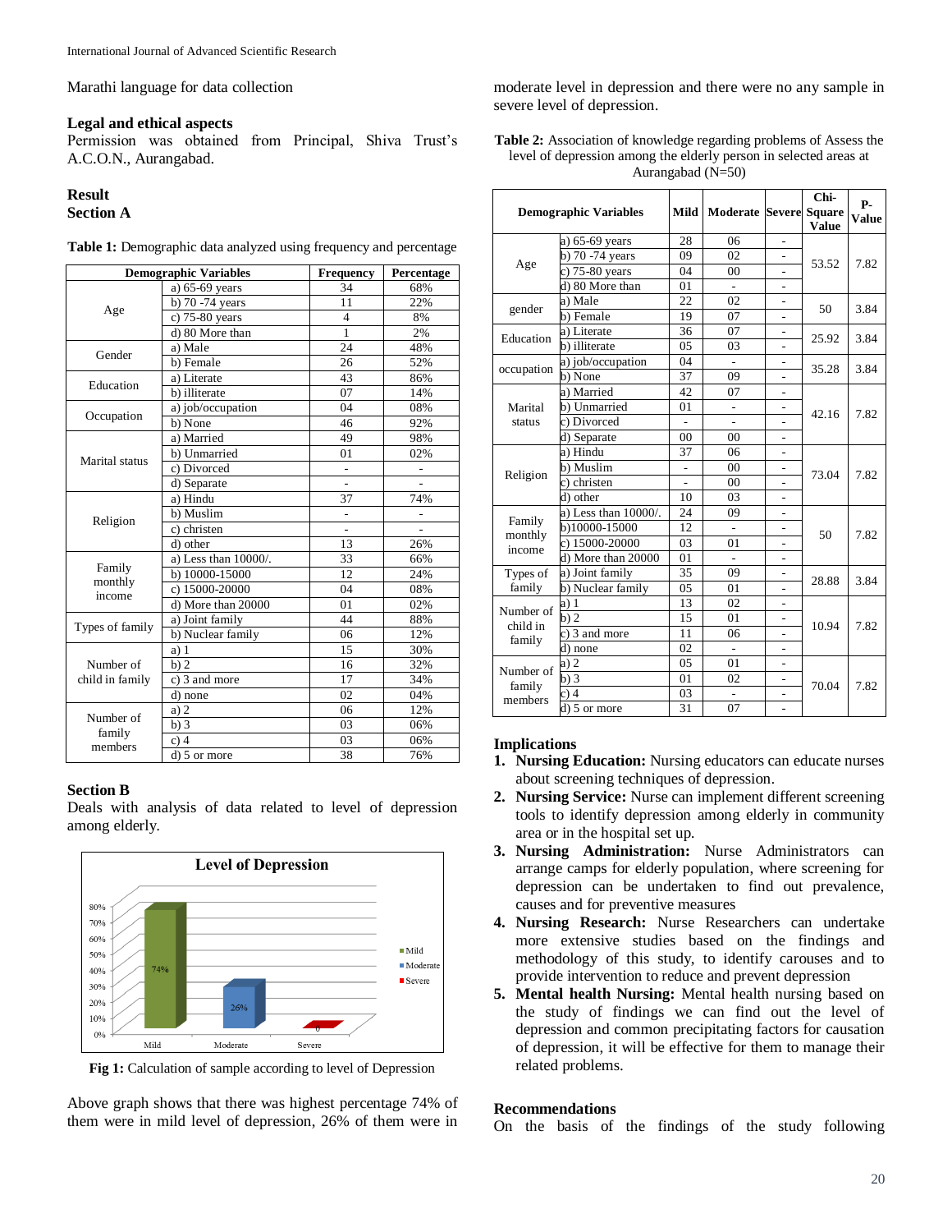Marathi language for data collection

### Legal and ethical aspects

Permission was obtained from Principal, Shiva Trust's A.C.O.N., Aurangabad.

## Result

### Section A

**Table 1:** Demographic data analyzed using frequency and percentage

| Demographic Variables | | Frequency | Percentage |
|---|---|---|---|
| Age | a) 65-69 years | 34 | 68% |
| | b) 70 -74 years | 11 | 22% |
| | c) 75-80 years | 4 | 8% |
| | d) 80 More than | 1 | 2% |
| Gender | a) Male | 24 | 48% |
| | b) Female | 26 | 52% |
| Education | a) Literate | 43 | 86% |
| | b) illiterate | 07 | 14% |
| Occupation | a) job/occupation | 04 | 08% |
| | b) None | 46 | 92% |
| Marital status | a) Married | 49 | 98% |
| | b) Unmarried | 01 | 02% |
| | c) Divorced | - | - |
| | d) Separate | - | - |
| Religion | a) Hindu | 37 | 74% |
| | b) Muslim | - | - |
| | c) christen | - | - |
| | d) other | 13 | 26% |
| Family monthly income | a) Less than 10000/. | 33 | 66% |
| | b) 10000-15000 | 12 | 24% |
| | c) 15000-20000 | 04 | 08% |
| | d) More than 20000 | 01 | 02% |
| Types of family | a) Joint family | 44 | 88% |
| | b) Nuclear family | 06 | 12% |
| Number of child in family | a) 1 | 15 | 30% |
| | b) 2 | 16 | 32% |
| | c) 3 and more | 17 | 34% |
| | d) none | 02 | 04% |
| Number of family members | a) 2 | 06 | 12% |
| | b) 3 | 03 | 06% |
| | c) 4 | 03 | 06% |
| | d) 5 or more | 38 | 76% |

### Section B

Deals with analysis of data related to level of depression among elderly.

**Fig 1:** Calculation of sample according to level of Depression

Above graph shows that there was highest percentage 74% of them were in mild level of depression, 26% of them were in moderate level in depression and there were no any sample in severe level of depression.

**Table 2:** Association of knowledge regarding problems of Assess the level of depression among the elderly person in selected areas at Aurangabad (N=50)

| Demographic Variables | | Mild | Moderate | Severe | Chi-Square Value | P-Value |
|---|---|---|---|---|---|---|
| Age | a) 65-69 years | 28 | 06 | - | 53.52 | 7.82 |
| | b) 70 -74 years | 09 | 02 | - | | |
| | c) 75-80 years | 04 | 00 | - | | |
| | d) 80 More than | 01 | - | - | | |
| gender | a) Male | 22 | 02 | - | 50 | 3.84 |
| | b) Female | 19 | 07 | - | | |
| Education | a) Literate | 36 | 07 | - | 25.92 | 3.84 |
| | b) illiterate | 05 | 03 | - | | |
| occupation | a) job/occupation | 04 | - | - | 35.28 | 3.84 |
| | b) None | 37 | 09 | - | | |
| Marital status | a) Married | 42 | 07 | - | 42.16 | 7.82 |
| | b) Unmarried | 01 | - | - | | |
| | c) Divorced | - | - | - | | |
| | d) Separate | 00 | 00 | - | | |
| Religion | a) Hindu | 37 | 06 | - | 73.04 | 7.82 |
| | b) Muslim | - | 00 | - | | |
| | c) christen | - | 00 | - | | |
| | d) other | 10 | 03 | - | | |
| Family monthly income | a) Less than 10000/. | 24 | 09 | - | 50 | 7.82 |
| | b)10000-15000 | 12 | - | - | | |
| | c) 15000-20000 | 03 | 01 | - | | |
| | d) More than 20000 | 01 | - | - | | |
| Types of family | a) Joint family | 35 | 09 | - | 28.88 | 3.84 |
| | b) Nuclear family | 05 | 01 | - | | |
| Number of child in family | a) 1 | 13 | 02 | - | 10.94 | 7.82 |
| | b) 2 | 15 | 01 | - | | |
| | c) 3 and more | 11 | 06 | - | | |
| | d) none | 02 | - | - | | |
| Number of family members | a) 2 | 05 | 01 | - | 70.04 | 7.82 |
| | b) 3 | 01 | 02 | - | | |
| | c) 4 | 03 | - | - | | |
| | d) 5 or more | 31 | 07 | - | | |

### Implications

1. **Nursing Education:** Nursing educators can educate nurses about screening techniques of depression.
2. **Nursing Service:** Nurse can implement different screening tools to identify depression among elderly in community area or in the hospital set up.
3. **Nursing Administration:** Nurse Administrators can arrange camps for elderly population, where screening for depression can be undertaken to find out prevalence, causes and for preventive measures
4. **Nursing Research:** Nurse Researchers can undertake more extensive studies based on the findings and methodology of this study, to identify carouses and to provide intervention to reduce and prevent depression
5. **Mental health Nursing:** Mental health nursing based on the study of findings we can find out the level of depression and common precipitating factors for causation of depression, it will be effective for them to manage their related problems.

### Recommendations

On the basis of the findings of the study following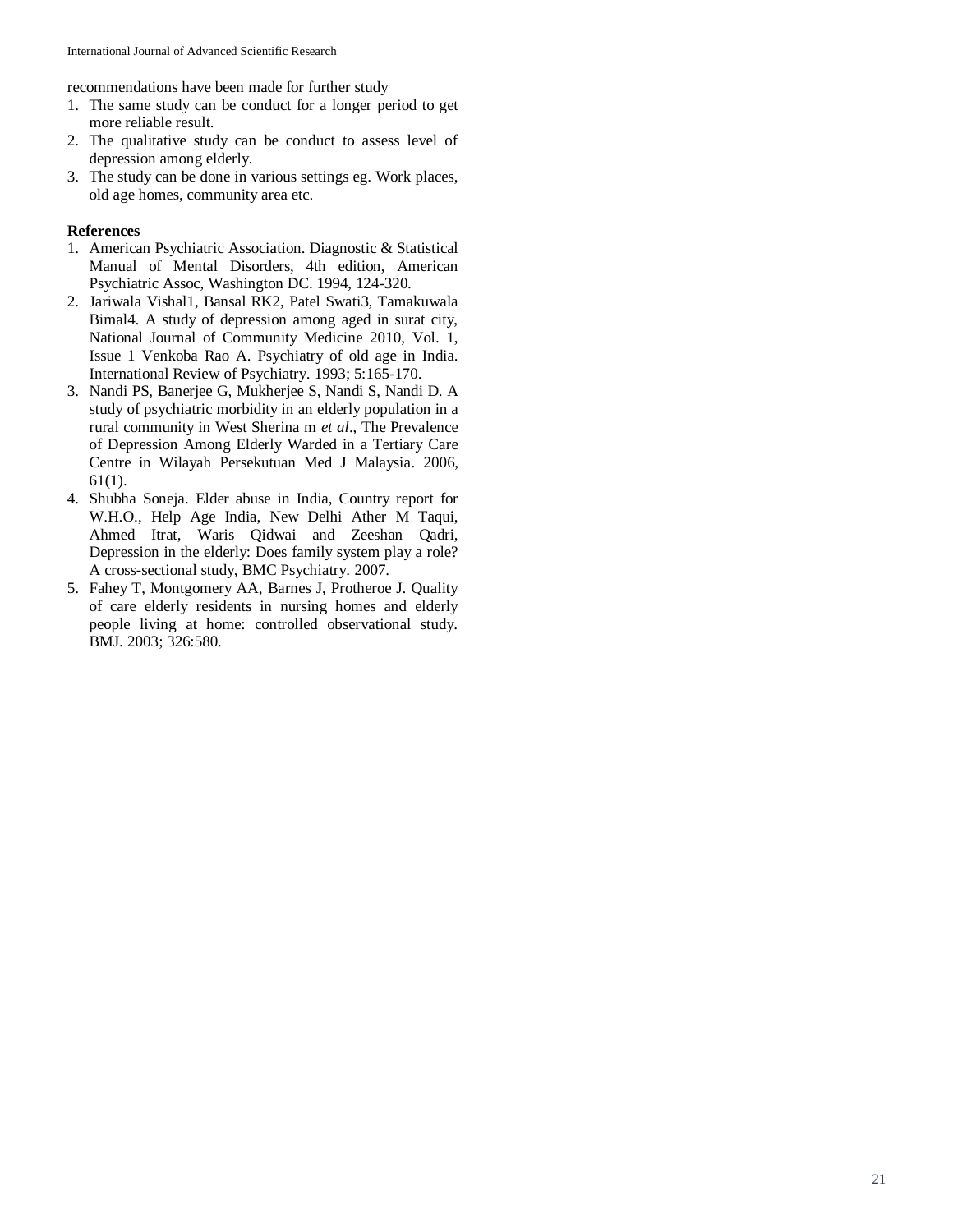recommendations have been made for further study

1. The same study can be conduct for a longer period to get more reliable result.
2. The qualitative study can be conduct to assess level of depression among elderly.
3. The study can be done in various settings eg. Work places, old age homes, community area etc.

**References**

1. American Psychiatric Association. Diagnostic & Statistical Manual of Mental Disorders, 4th edition, American Psychiatric Assoc, Washington DC. 1994, 124-320.
2. Jariwala Vishal1, Bansal RK2, Patel Swati3, Tamakuwala Bimal4. A study of depression among aged in surat city, National Journal of Community Medicine 2010, Vol. 1, Issue 1 Venkoba Rao A. Psychiatry of old age in India. International Review of Psychiatry. 1993; 5:165-170.
3. Nandi PS, Banerjee G, Mukherjee S, Nandi S, Nandi D. A study of psychiatric morbidity in an elderly population in a rural community in West Sherina m *et al*., The Prevalence of Depression Among Elderly Warded in a Tertiary Care Centre in Wilayah Persekutuan Med J Malaysia. 2006, 61(1).
4. Shubha Soneja. Elder abuse in India, Country report for W.H.O., Help Age India, New Delhi Ather M Taqui, Ahmed Itrat, Waris Qidwai and Zeeshan Qadri, Depression in the elderly: Does family system play a role? A cross-sectional study, BMC Psychiatry. 2007.
5. Fahey T, Montgomery AA, Barnes J, Protheroe J. Quality of care elderly residents in nursing homes and elderly people living at home: controlled observational study. BMJ. 2003; 326:580.